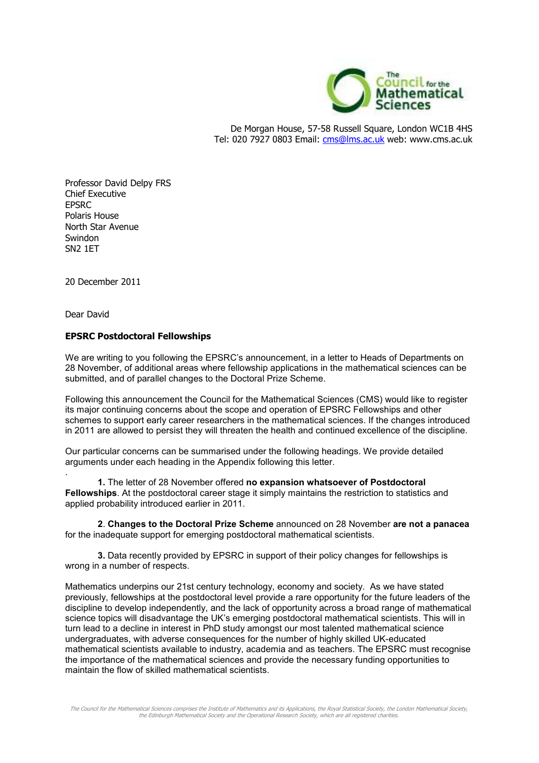The Council for the Mathematical Sciences

De Morgan House, 57-58 Russell Square, London WC1B 4HS
Tel: 020 7927 0803 Email: cms@lms.ac.uk web: www.cms.ac.uk

Professor David Delpy FRS
Chief Executive
EPSRC
Polaris House
North Star Avenue
Swindon
SN2 1ET

20 December 2011

Dear David

**EPSRC Postdoctoral Fellowships**

We are writing to you following the EPSRC's announcement, in a letter to Heads of Departments on 28 November, of additional areas where fellowship applications in the mathematical sciences can be submitted, and of parallel changes to the Doctoral Prize Scheme.

Following this announcement the Council for the Mathematical Sciences (CMS) would like to register its major continuing concerns about the scope and operation of EPSRC Fellowships and other schemes to support early career researchers in the mathematical sciences. If the changes introduced in 2011 are allowed to persist they will threaten the health and continued excellence of the discipline.

Our particular concerns can be summarised under the following headings. We provide detailed arguments under each heading in the Appendix following this letter.

**1.** The letter of 28 November offered **no expansion whatsoever of Postdoctoral Fellowships**. At the postdoctoral career stage it simply maintains the restriction to statistics and applied probability introduced earlier in 2011.

**2**. **Changes to the Doctoral Prize Scheme** announced on 28 November **are not a panacea** for the inadequate support for emerging postdoctoral mathematical scientists.

**3.** Data recently provided by EPSRC in support of their policy changes for fellowships is wrong in a number of respects.

Mathematics underpins our 21st century technology, economy and society. As we have stated previously, fellowships at the postdoctoral level provide a rare opportunity for the future leaders of the discipline to develop independently, and the lack of opportunity across a broad range of mathematical science topics will disadvantage the UK's emerging postdoctoral mathematical scientists. This will in turn lead to a decline in interest in PhD study amongst our most talented mathematical science undergraduates, with adverse consequences for the number of highly skilled UK-educated mathematical scientists available to industry, academia and as teachers. The EPSRC must recognise the importance of the mathematical sciences and provide the necessary funding opportunities to maintain the flow of skilled mathematical scientists.

*The Council for the Mathematical Sciences comprises the Institute of Mathematics and its Applications, the Royal Statistical Society, the London Mathematical Society, the Edinburgh Mathematical Society and the Operational Research Society, which are all registered charities.*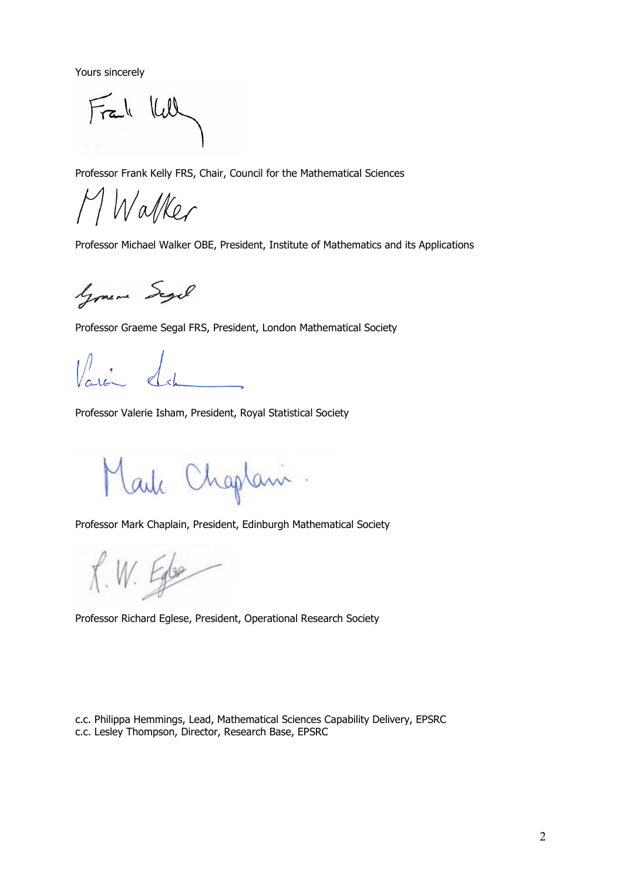Yours sincerely

Professor Frank Kelly FRS, Chair, Council for the Mathematical Sciences

Professor Michael Walker OBE, President, Institute of Mathematics and its Applications

Professor Graeme Segal FRS, President, London Mathematical Society

Professor Valerie Isham, President, Royal Statistical Society

Professor Mark Chaplain, President, Edinburgh Mathematical Society

Professor Richard Eglese, President, Operational Research Society

c.c. Philippa Hemmings, Lead, Mathematical Sciences Capability Delivery, EPSRC
c.c. Lesley Thompson, Director, Research Base, EPSRC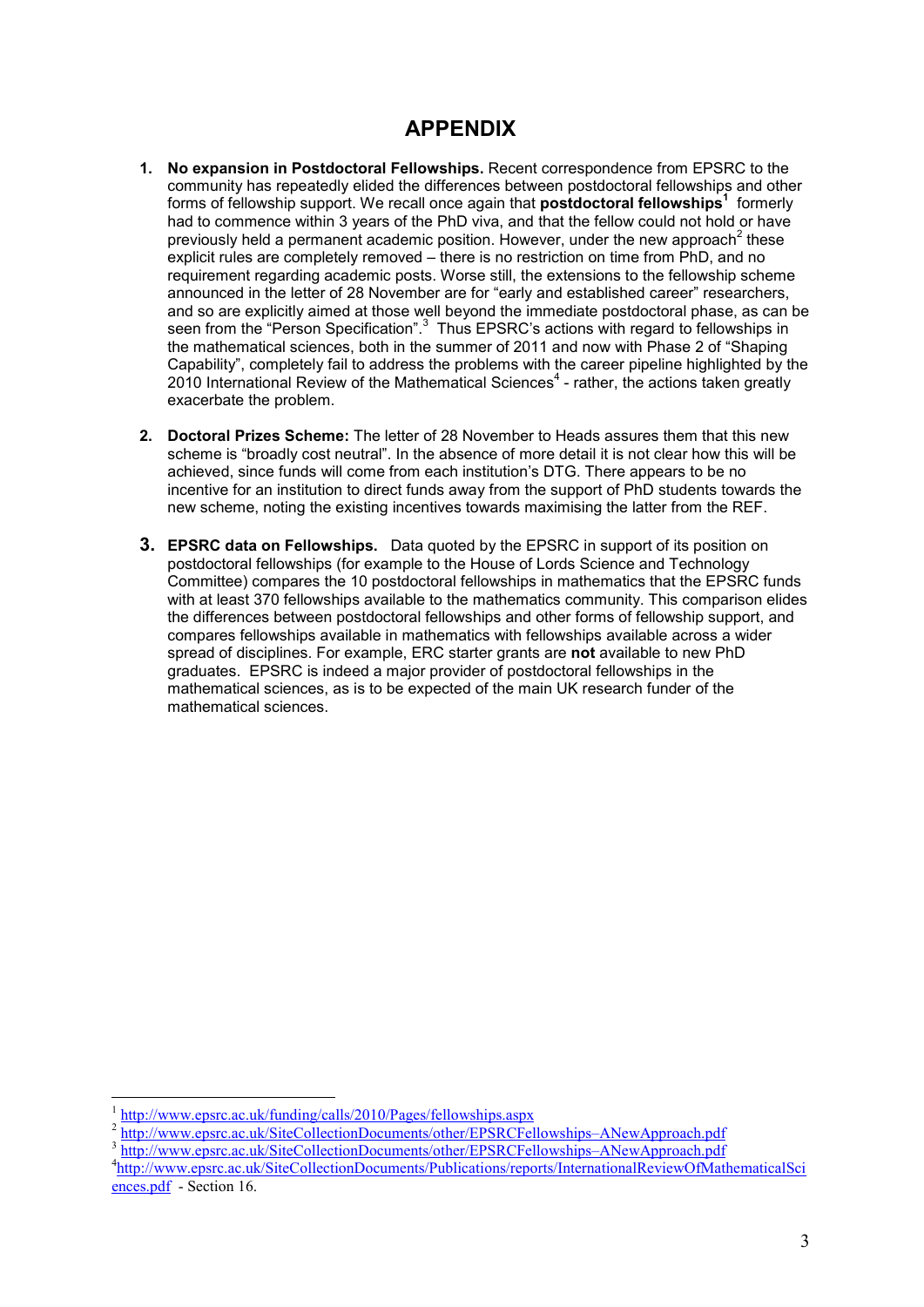# APPENDIX

1. **No expansion in Postdoctoral Fellowships.** Recent correspondence from EPSRC to the community has repeatedly elided the differences between postdoctoral fellowships and other forms of fellowship support. We recall once again that **postdoctoral fellowships**[1] formerly had to commence within 3 years of the PhD viva, and that the fellow could not hold or have previously held a permanent academic position. However, under the new approach[2] these explicit rules are completely removed – there is no restriction on time from PhD, and no requirement regarding academic posts. Worse still, the extensions to the fellowship scheme announced in the letter of 28 November are for "early and established career" researchers, and so are explicitly aimed at those well beyond the immediate postdoctoral phase, as can be seen from the "Person Specification".[3] Thus EPSRC's actions with regard to fellowships in the mathematical sciences, both in the summer of 2011 and now with Phase 2 of "Shaping Capability", completely fail to address the problems with the career pipeline highlighted by the 2010 International Review of the Mathematical Sciences[4] - rather, the actions taken greatly exacerbate the problem.

2. **Doctoral Prizes Scheme:** The letter of 28 November to Heads assures them that this new scheme is "broadly cost neutral". In the absence of more detail it is not clear how this will be achieved, since funds will come from each institution's DTG. There appears to be no incentive for an institution to direct funds away from the support of PhD students towards the new scheme, noting the existing incentives towards maximising the latter from the REF.

3. **EPSRC data on Fellowships.** Data quoted by the EPSRC in support of its position on postdoctoral fellowships (for example to the House of Lords Science and Technology Committee) compares the 10 postdoctoral fellowships in mathematics that the EPSRC funds with at least 370 fellowships available to the mathematics community. This comparison elides the differences between postdoctoral fellowships and other forms of fellowship support, and compares fellowships available in mathematics with fellowships available across a wider spread of disciplines. For example, ERC starter grants are **not** available to new PhD graduates. EPSRC is indeed a major provider of postdoctoral fellowships in the mathematical sciences, as is to be expected of the main UK research funder of the mathematical sciences.

---

[1] http://www.epsrc.ac.uk/funding/calls/2010/Pages/fellowships.aspx

[2] http://www.epsrc.ac.uk/SiteCollectionDocuments/other/EPSRCFellowships–ANewApproach.pdf

[3] http://www.epsrc.ac.uk/SiteCollectionDocuments/other/EPSRCFellowships–ANewApproach.pdf

[4] http://www.epsrc.ac.uk/SiteCollectionDocuments/Publications/reports/InternationalReviewOfMathematicalSciences.pdf - Section 16.